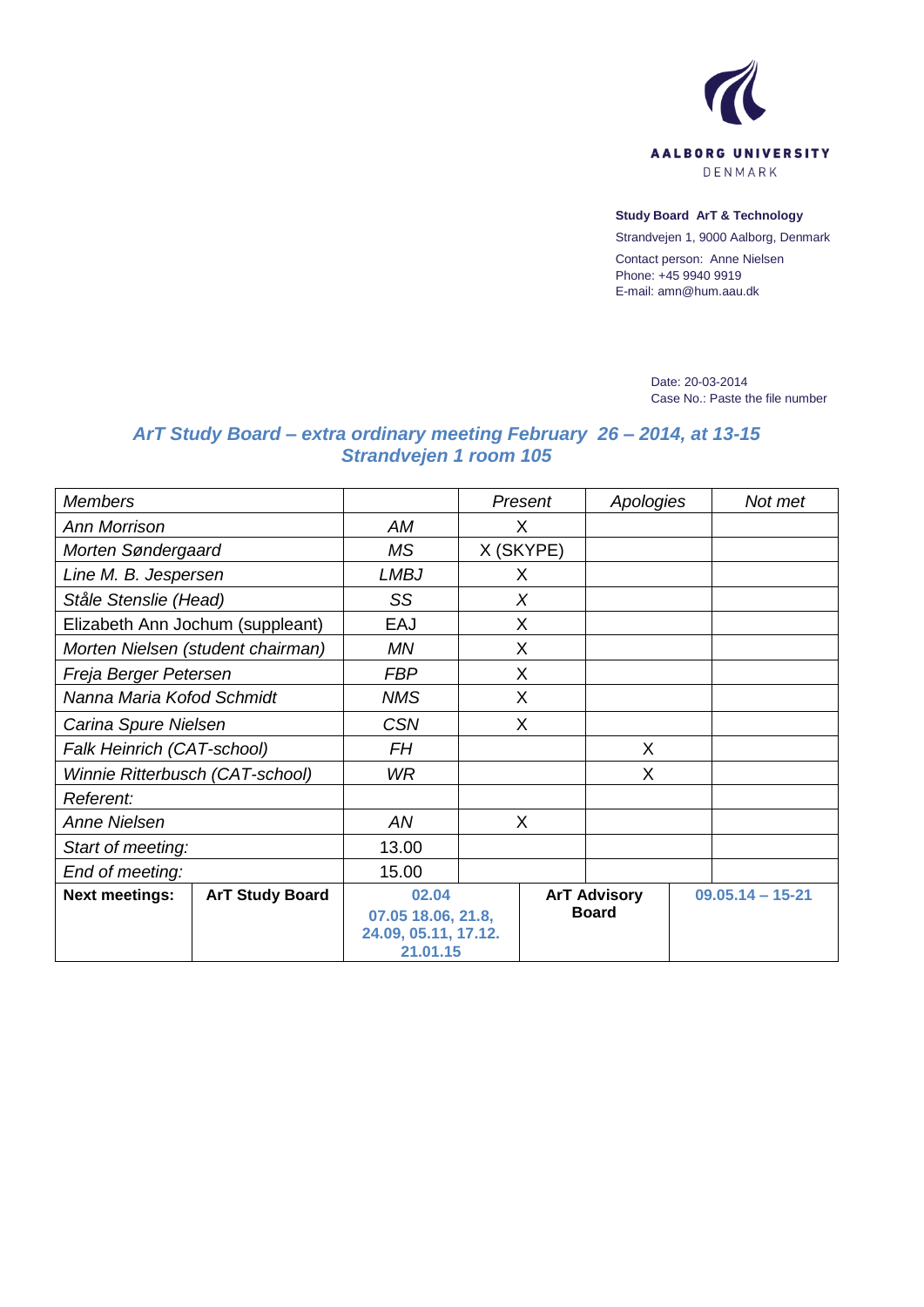AALBORG UNIVERSITY
DENMARK

**Study Board ArT & Technology**
Strandvejen 1, 9000 Aalborg, Denmark
Contact person: Anne Nielsen
Phone: +45 9940 9919
E-mail: amn@hum.aau.dk

Date: 20-03-2014
Case No.: Paste the file number

## *ArT Study Board – extra ordinary meeting February 26 – 2014, at 13-15 Strandvejen 1 room 105*

| *Members* | | | *Present* | *Apologies* | *Not met* |
|---|---|---|---|---|---|
| *Ann Morrison* | | *AM* | X | | |
| *Morten Søndergaard* | | *MS* | X (SKYPE) | | |
| *Line M. B. Jespersen* | | *LMBJ* | X | | |
| *Ståle Stenslie (Head)* | | *SS* | *X* | | |
| Elizabeth Ann Jochum (suppleant) | | EAJ | X | | |
| *Morten Nielsen (student chairman)* | | *MN* | X | | |
| *Freja Berger Petersen* | | *FBP* | X | | |
| *Nanna Maria Kofod Schmidt* | | *NMS* | X | | |
| *Carina Spure Nielsen* | | *CSN* | X | | |
| *Falk Heinrich (CAT-school)* | | *FH* | | X | |
| *Winnie Ritterbusch (CAT-school)* | | *WR* | | X | |
| *Referent:* | | | | | |
| *Anne Nielsen* | | *AN* | X | | |
| *Start of meeting:* | | 13.00 | | | |
| *End of meeting:* | | 15.00 | | | |
| **Next meetings:** | **ArT Study Board** | **02.04 07.05 18.06, 21.8, 24.09, 05.11, 17.12. 21.01.15** | | **ArT Advisory Board** | **09.05.14 – 15-21** |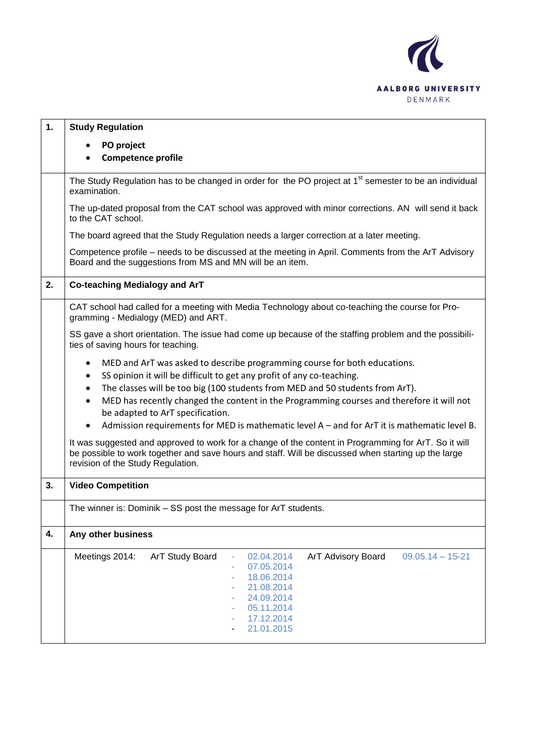| | |
|---|---|
| **1.** | **Study Regulation**<br>• **PO project**<br>• **Competence profile** |
| | The Study Regulation has to be changed in order for the PO project at 1st semester to be an individual examination.<br><br>The up-dated proposal from the CAT school was approved with minor corrections. AN will send it back to the CAT school.<br><br>The board agreed that the Study Regulation needs a larger correction at a later meeting.<br><br>Competence profile – needs to be discussed at the meeting in April. Comments from the ArT Advisory Board and the suggestions from MS and MN will be an item. |
| **2.** | **Co-teaching Medialogy and ArT** |
| | CAT school had called for a meeting with Media Technology about co-teaching the course for Programming - Medialogy (MED) and ART.<br><br>SS gave a short orientation. The issue had come up because of the staffing problem and the possibilities of saving hours for teaching.<br><br>• MED and ArT was asked to describe programming course for both educations.<br>• SS opinion it will be difficult to get any profit of any co-teaching.<br>• The classes will be too big (100 students from MED and 50 students from ArT).<br>• MED has recently changed the content in the Programming courses and therefore it will not be adapted to ArT specification.<br>• Admission requirements for MED is mathematic level A – and for ArT it is mathematic level B.<br><br>It was suggested and approved to work for a change of the content in Programming for ArT. So it will be possible to work together and save hours and staff. Will be discussed when starting up the large revision of the Study Regulation. |
| **3.** | **Video Competition** |
| | The winner is: Dominik – SS post the message for ArT students. |
| **4.** | **Any other business** |
| | Meetings 2014: ArT Study Board<br>- 02.04.2014<br>- 07.05.2014<br>- 18.06.2014<br>- 21.08.2014<br>- 24.09.2014<br>- 05.11.2014<br>- 17.12.2014<br>- 21.01.2015<br><br>ArT Advisory Board 09.05.14 – 15-21 |